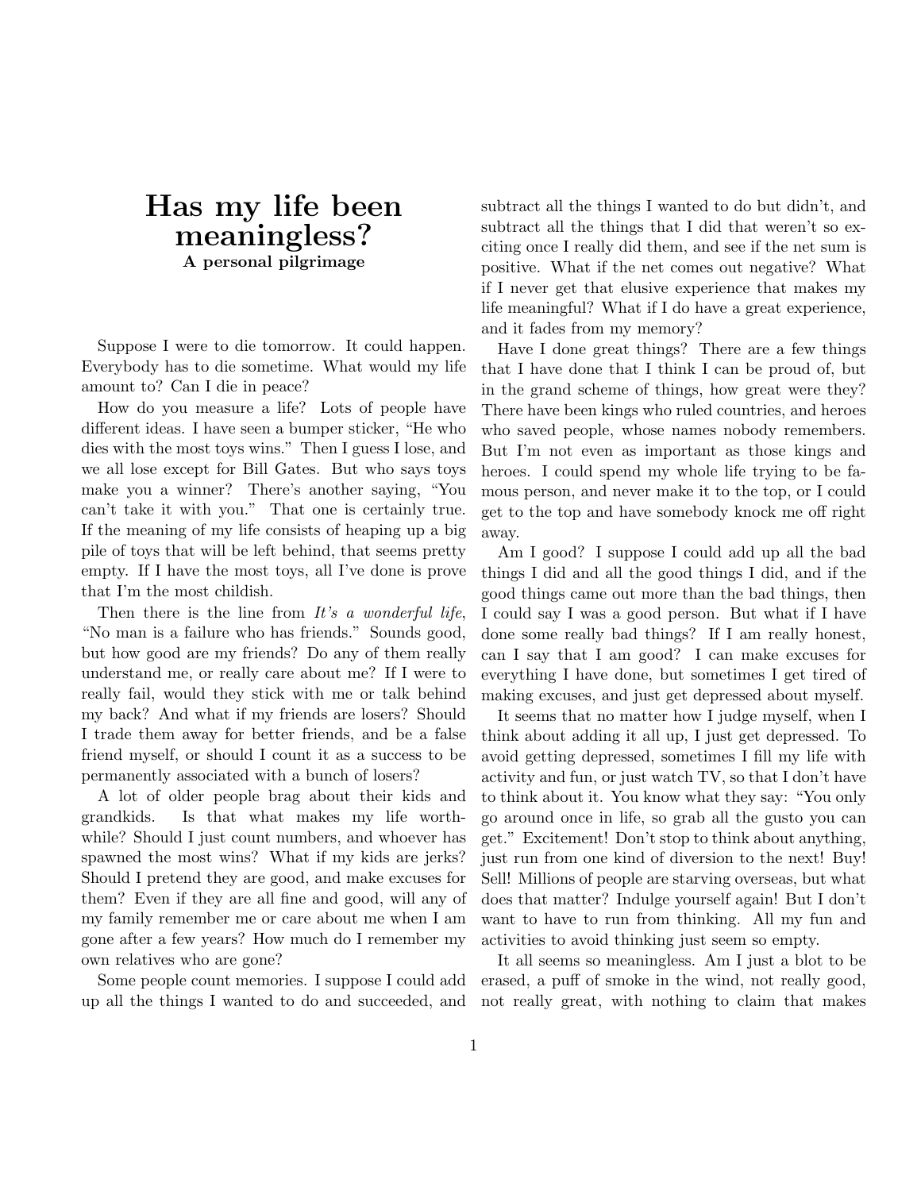# Has my life been meaningless?

**A personal pilgrimage**

Suppose I were to die tomorrow. It could happen. Everybody has to die sometime. What would my life amount to? Can I die in peace?

How do you measure a life? Lots of people have different ideas. I have seen a bumper sticker, "He who dies with the most toys wins." Then I guess I lose, and we all lose except for Bill Gates. But who says toys make you a winner? There's another saying, "You can't take it with you." That one is certainly true. If the meaning of my life consists of heaping up a big pile of toys that will be left behind, that seems pretty empty. If I have the most toys, all I've done is prove that I'm the most childish.

Then there is the line from *It's a wonderful life*, "No man is a failure who has friends." Sounds good, but how good are my friends? Do any of them really understand me, or really care about me? If I were to really fail, would they stick with me or talk behind my back? And what if my friends are losers? Should I trade them away for better friends, and be a false friend myself, or should I count it as a success to be permanently associated with a bunch of losers?

A lot of older people brag about their kids and grandkids. Is that what makes my life worthwhile? Should I just count numbers, and whoever has spawned the most wins? What if my kids are jerks? Should I pretend they are good, and make excuses for them? Even if they are all fine and good, will any of my family remember me or care about me when I am gone after a few years? How much do I remember my own relatives who are gone?

Some people count memories. I suppose I could add up all the things I wanted to do and succeeded, and subtract all the things I wanted to do but didn't, and subtract all the things that I did that weren't so exciting once I really did them, and see if the net sum is positive. What if the net comes out negative? What if I never get that elusive experience that makes my life meaningful? What if I do have a great experience, and it fades from my memory?

Have I done great things? There are a few things that I have done that I think I can be proud of, but in the grand scheme of things, how great were they? There have been kings who ruled countries, and heroes who saved people, whose names nobody remembers. But I'm not even as important as those kings and heroes. I could spend my whole life trying to be famous person, and never make it to the top, or I could get to the top and have somebody knock me off right away.

Am I good? I suppose I could add up all the bad things I did and all the good things I did, and if the good things came out more than the bad things, then I could say I was a good person. But what if I have done some really bad things? If I am really honest, can I say that I am good? I can make excuses for everything I have done, but sometimes I get tired of making excuses, and just get depressed about myself.

It seems that no matter how I judge myself, when I think about adding it all up, I just get depressed. To avoid getting depressed, sometimes I fill my life with activity and fun, or just watch TV, so that I don't have to think about it. You know what they say: "You only go around once in life, so grab all the gusto you can get." Excitement! Don't stop to think about anything, just run from one kind of diversion to the next! Buy! Sell! Millions of people are starving overseas, but what does that matter? Indulge yourself again! But I don't want to have to run from thinking. All my fun and activities to avoid thinking just seem so empty.

It all seems so meaningless. Am I just a blot to be erased, a puff of smoke in the wind, not really good, not really great, with nothing to claim that makes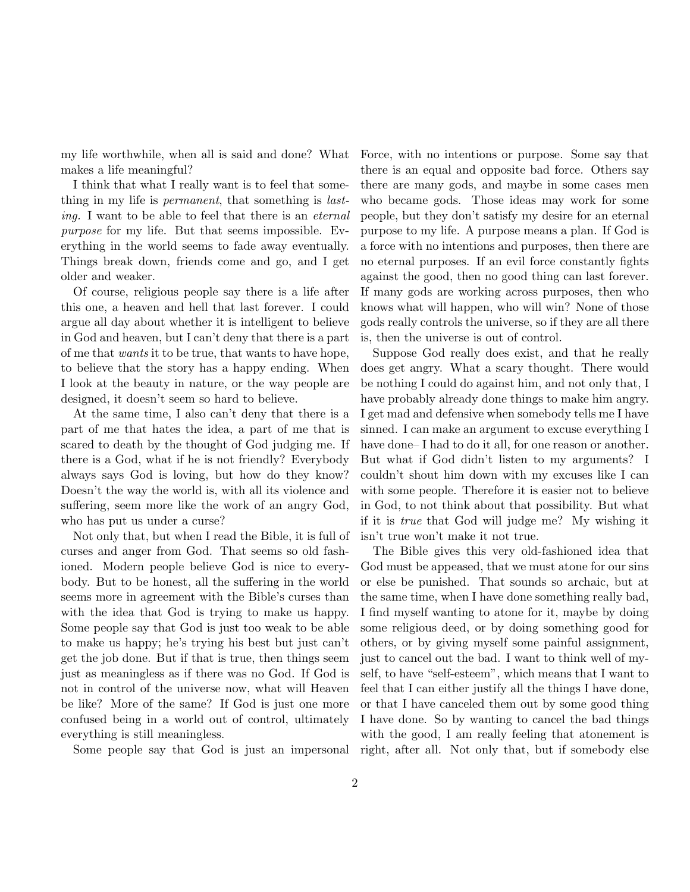my life worthwhile, when all is said and done? What makes a life meaningful?

I think that what I really want is to feel that something in my life is *permanent*, that something is *lasting.* I want to be able to feel that there is an *eternal purpose* for my life. But that seems impossible. Everything in the world seems to fade away eventually. Things break down, friends come and go, and I get older and weaker.

Of course, religious people say there is a life after this one, a heaven and hell that last forever. I could argue all day about whether it is intelligent to believe in God and heaven, but I can't deny that there is a part of me that *wants* it to be true, that wants to have hope, to believe that the story has a happy ending. When I look at the beauty in nature, or the way people are designed, it doesn't seem so hard to believe.

At the same time, I also can't deny that there is a part of me that hates the idea, a part of me that is scared to death by the thought of God judging me. If there is a God, what if he is not friendly? Everybody always says God is loving, but how do they know? Doesn't the way the world is, with all its violence and suffering, seem more like the work of an angry God, who has put us under a curse?

Not only that, but when I read the Bible, it is full of curses and anger from God. That seems so old fashioned. Modern people believe God is nice to everybody. But to be honest, all the suffering in the world seems more in agreement with the Bible's curses than with the idea that God is trying to make us happy. Some people say that God is just too weak to be able to make us happy; he's trying his best but just can't get the job done. But if that is true, then things seem just as meaningless as if there was no God. If God is not in control of the universe now, what will Heaven be like? More of the same? If God is just one more confused being in a world out of control, ultimately everything is still meaningless.

Some people say that God is just an impersonal Force, with no intentions or purpose. Some say that there is an equal and opposite bad force. Others say there are many gods, and maybe in some cases men who became gods. Those ideas may work for some people, but they don't satisfy my desire for an eternal purpose to my life. A purpose means a plan. If God is a force with no intentions and purposes, then there are no eternal purposes. If an evil force constantly fights against the good, then no good thing can last forever. If many gods are working across purposes, then who knows what will happen, who will win? None of those gods really controls the universe, so if they are all there is, then the universe is out of control.

Suppose God really does exist, and that he really does get angry. What a scary thought. There would be nothing I could do against him, and not only that, I have probably already done things to make him angry. I get mad and defensive when somebody tells me I have sinned. I can make an argument to excuse everything I have done– I had to do it all, for one reason or another. But what if God didn't listen to my arguments? I couldn't shout him down with my excuses like I can with some people. Therefore it is easier not to believe in God, to not think about that possibility. But what if it is *true* that God will judge me? My wishing it isn't true won't make it not true.

The Bible gives this very old-fashioned idea that God must be appeased, that we must atone for our sins or else be punished. That sounds so archaic, but at the same time, when I have done something really bad, I find myself wanting to atone for it, maybe by doing some religious deed, or by doing something good for others, or by giving myself some painful assignment, just to cancel out the bad. I want to think well of myself, to have "self-esteem", which means that I want to feel that I can either justify all the things I have done, or that I have canceled them out by some good thing I have done. So by wanting to cancel the bad things with the good, I am really feeling that atonement is right, after all. Not only that, but if somebody else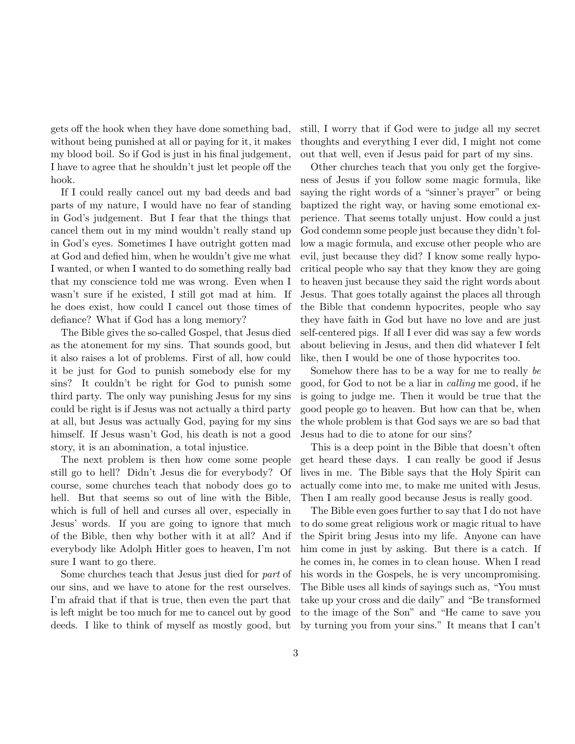gets off the hook when they have done something bad, without being punished at all or paying for it, it makes my blood boil. So if God is just in his final judgement, I have to agree that he shouldn't just let people off the hook.

If I could really cancel out my bad deeds and bad parts of my nature, I would have no fear of standing in God's judgement. But I fear that the things that cancel them out in my mind wouldn't really stand up in God's eyes. Sometimes I have outright gotten mad at God and defied him, when he wouldn't give me what I wanted, or when I wanted to do something really bad that my conscience told me was wrong. Even when I wasn't sure if he existed, I still got mad at him. If he does exist, how could I cancel out those times of defiance? What if God has a long memory?

The Bible gives the so-called Gospel, that Jesus died as the atonement for my sins. That sounds good, but it also raises a lot of problems. First of all, how could it be just for God to punish somebody else for my sins? It couldn't be right for God to punish some third party. The only way punishing Jesus for my sins could be right is if Jesus was not actually a third party at all, but Jesus was actually God, paying for my sins himself. If Jesus wasn't God, his death is not a good story, it is an abomination, a total injustice.

The next problem is then how come some people still go to hell? Didn't Jesus die for everybody? Of course, some churches teach that nobody does go to hell. But that seems so out of line with the Bible, which is full of hell and curses all over, especially in Jesus' words. If you are going to ignore that much of the Bible, then why bother with it at all? And if everybody like Adolph Hitler goes to heaven, I'm not sure I want to go there.

Some churches teach that Jesus just died for *part* of our sins, and we have to atone for the rest ourselves. I'm afraid that if that is true, then even the part that is left might be too much for me to cancel out by good deeds. I like to think of myself as mostly good, but still, I worry that if God were to judge all my secret thoughts and everything I ever did, I might not come out that well, even if Jesus paid for part of my sins.

Other churches teach that you only get the forgiveness of Jesus if you follow some magic formula, like saying the right words of a "sinner's prayer" or being baptized the right way, or having some emotional experience. That seems totally unjust. How could a just God condemn some people just because they didn't follow a magic formula, and excuse other people who are evil, just because they did? I know some really hypocritical people who say that they know they are going to heaven just because they said the right words about Jesus. That goes totally against the places all through the Bible that condemn hypocrites, people who say they have faith in God but have no love and are just self-centered pigs. If all I ever did was say a few words about believing in Jesus, and then did whatever I felt like, then I would be one of those hypocrites too.

Somehow there has to be a way for me to really *be* good, for God to not be a liar in *calling* me good, if he is going to judge me. Then it would be true that the good people go to heaven. But how can that be, when the whole problem is that God says we are so bad that Jesus had to die to atone for our sins?

This is a deep point in the Bible that doesn't often get heard these days. I can really be good if Jesus lives in me. The Bible says that the Holy Spirit can actually come into me, to make me united with Jesus. Then I am really good because Jesus is really good.

The Bible even goes further to say that I do not have to do some great religious work or magic ritual to have the Spirit bring Jesus into my life. Anyone can have him come in just by asking. But there is a catch. If he comes in, he comes in to clean house. When I read his words in the Gospels, he is very uncompromising. The Bible uses all kinds of sayings such as, "You must take up your cross and die daily" and "Be transformed to the image of the Son" and "He came to save you by turning you from your sins." It means that I can't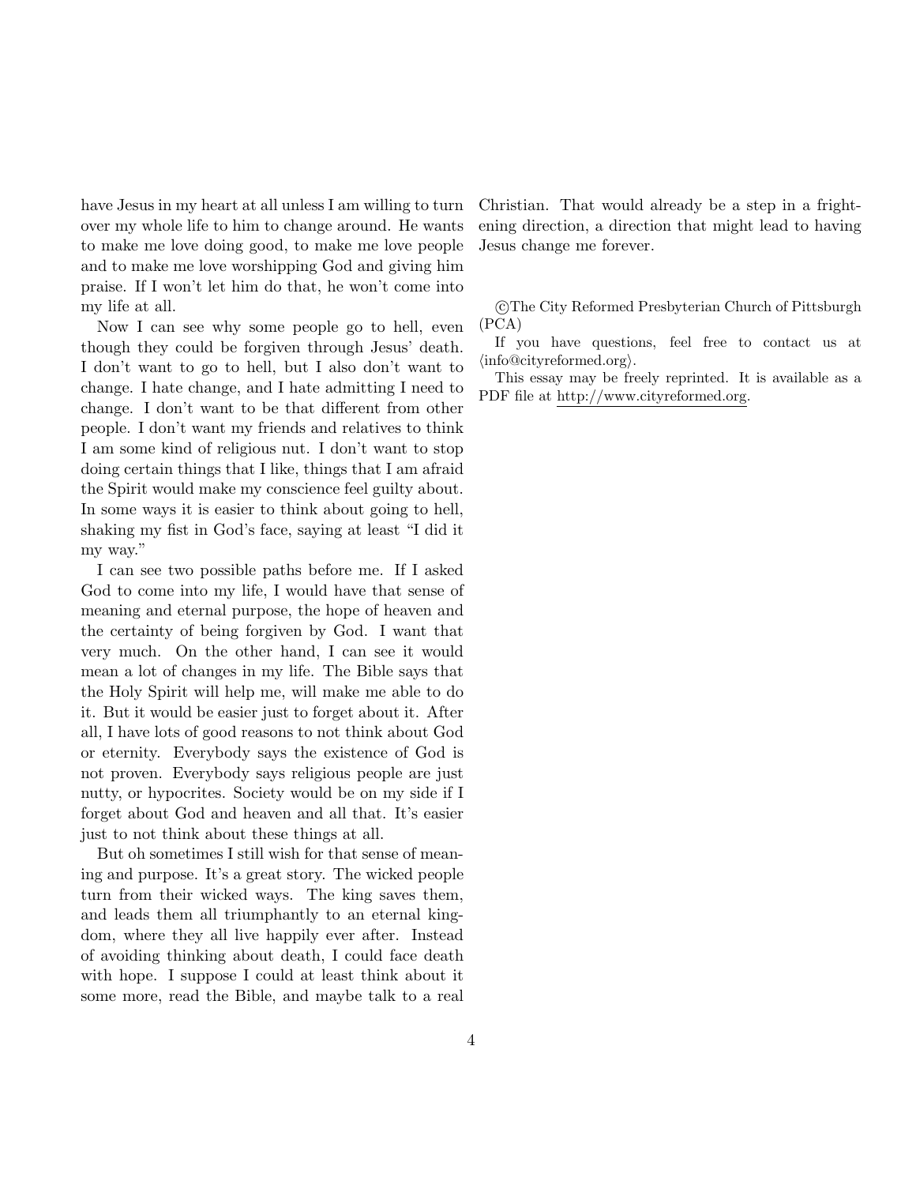have Jesus in my heart at all unless I am willing to turn over my whole life to him to change around. He wants to make me love doing good, to make me love people and to make me love worshipping God and giving him praise. If I won't let him do that, he won't come into my life at all.

Now I can see why some people go to hell, even though they could be forgiven through Jesus' death. I don't want to go to hell, but I also don't want to change. I hate change, and I hate admitting I need to change. I don't want to be that different from other people. I don't want my friends and relatives to think I am some kind of religious nut. I don't want to stop doing certain things that I like, things that I am afraid the Spirit would make my conscience feel guilty about. In some ways it is easier to think about going to hell, shaking my fist in God's face, saying at least "I did it my way."

I can see two possible paths before me. If I asked God to come into my life, I would have that sense of meaning and eternal purpose, the hope of heaven and the certainty of being forgiven by God. I want that very much. On the other hand, I can see it would mean a lot of changes in my life. The Bible says that the Holy Spirit will help me, will make me able to do it. But it would be easier just to forget about it. After all, I have lots of good reasons to not think about God or eternity. Everybody says the existence of God is not proven. Everybody says religious people are just nutty, or hypocrites. Society would be on my side if I forget about God and heaven and all that. It's easier just to not think about these things at all.

But oh sometimes I still wish for that sense of meaning and purpose. It's a great story. The wicked people turn from their wicked ways. The king saves them, and leads them all triumphantly to an eternal kingdom, where they all live happily ever after. Instead of avoiding thinking about death, I could face death with hope. I suppose I could at least think about it some more, read the Bible, and maybe talk to a real Christian. That would already be a step in a frightening direction, a direction that might lead to having Jesus change me forever.

©The City Reformed Presbyterian Church of Pittsburgh (PCA)

If you have questions, feel free to contact us at ⟨info@cityreformed.org⟩.

This essay may be freely reprinted. It is available as a PDF file at http://www.cityreformed.org.